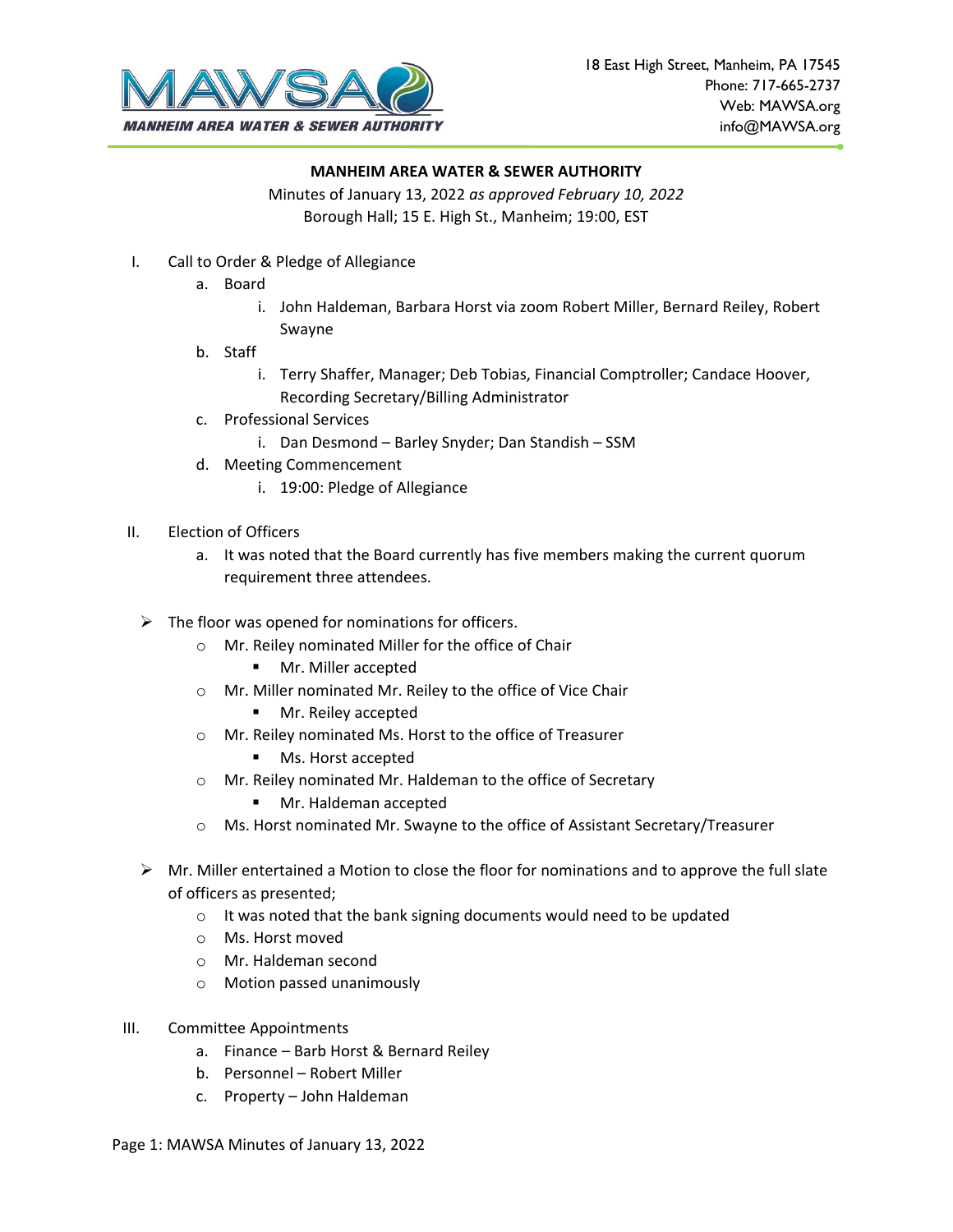18 East High Street, Manheim, PA 17545
Phone: 717-665-2737
Web: MAWSA.org
info@MAWSA.org

**MANHEIM AREA WATER & SEWER AUTHORITY**

Minutes of January 13, 2022 *as approved February 10, 2022*
Borough Hall; 15 E. High St., Manheim; 19:00, EST

I. Call to Order & Pledge of Allegiance
   a. Board
      i. John Haldeman, Barbara Horst via zoom Robert Miller, Bernard Reiley, Robert Swayne
   b. Staff
      i. Terry Shaffer, Manager; Deb Tobias, Financial Comptroller; Candace Hoover, Recording Secretary/Billing Administrator
   c. Professional Services
      i. Dan Desmond – Barley Snyder; Dan Standish – SSM
   d. Meeting Commencement
      i. 19:00: Pledge of Allegiance

II. Election of Officers
   a. It was noted that the Board currently has five members making the current quorum requirement three attendees.

- The floor was opened for nominations for officers.
  - Mr. Reiley nominated Miller for the office of Chair
    - Mr. Miller accepted
  - Mr. Miller nominated Mr. Reiley to the office of Vice Chair
    - Mr. Reiley accepted
  - Mr. Reiley nominated Ms. Horst to the office of Treasurer
    - Ms. Horst accepted
  - Mr. Reiley nominated Mr. Haldeman to the office of Secretary
    - Mr. Haldeman accepted
  - Ms. Horst nominated Mr. Swayne to the office of Assistant Secretary/Treasurer

- Mr. Miller entertained a Motion to close the floor for nominations and to approve the full slate of officers as presented;
  - It was noted that the bank signing documents would need to be updated
  - Ms. Horst moved
  - Mr. Haldeman second
  - Motion passed unanimously

III. Committee Appointments
   a. Finance – Barb Horst & Bernard Reiley
   b. Personnel – Robert Miller
   c. Property – John Haldeman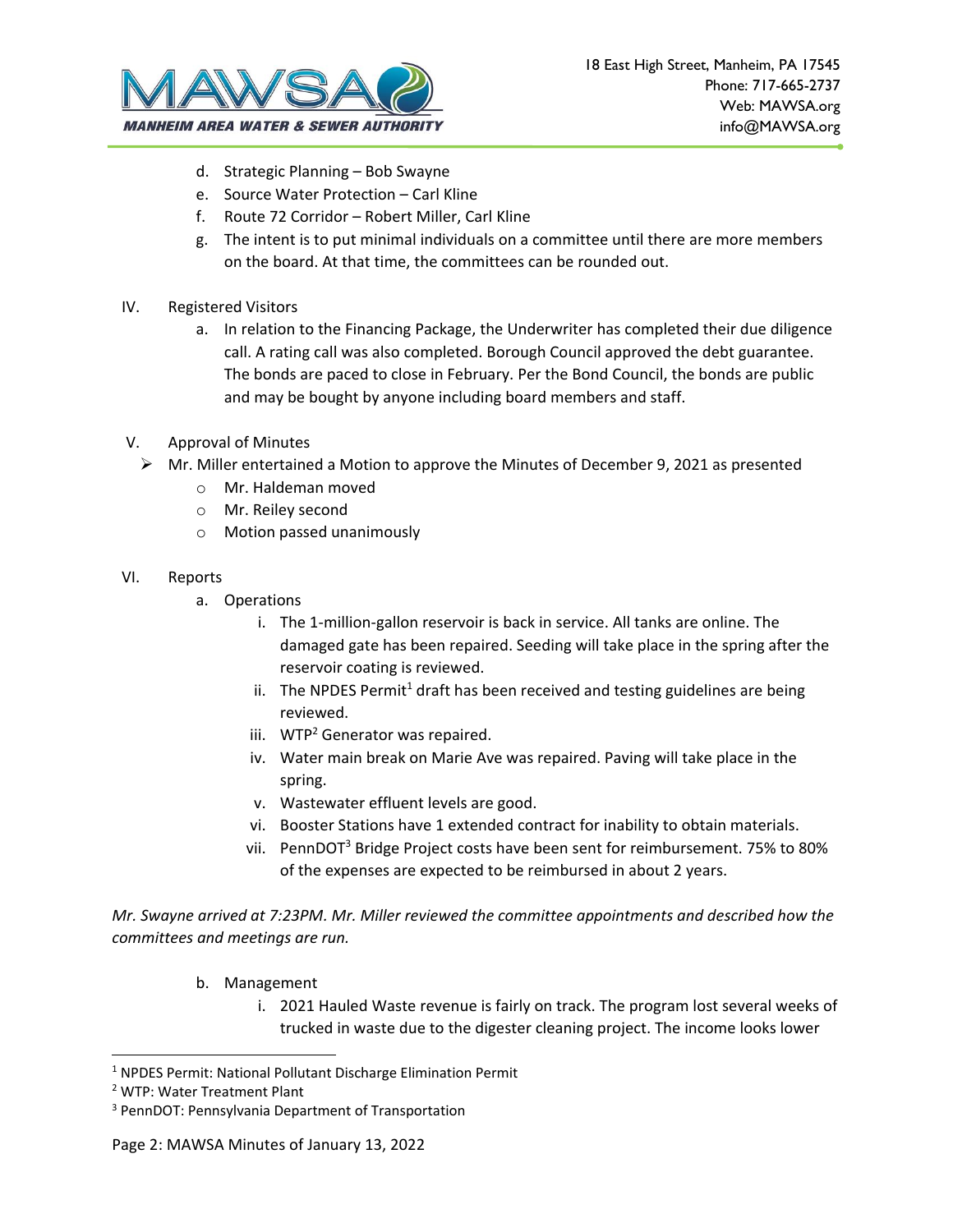d. Strategic Planning – Bob Swayne
   e. Source Water Protection – Carl Kline
   f. Route 72 Corridor – Robert Miller, Carl Kline
   g. The intent is to put minimal individuals on a committee until there are more members on the board. At that time, the committees can be rounded out.

IV. Registered Visitors

   a. In relation to the Financing Package, the Underwriter has completed their due diligence call. A rating call was also completed. Borough Council approved the debt guarantee. The bonds are paced to close in February. Per the Bond Council, the bonds are public and may be bought by anyone including board members and staff.

V. Approval of Minutes

- Mr. Miller entertained a Motion to approve the Minutes of December 9, 2021 as presented
  - Mr. Haldeman moved
  - Mr. Reiley second
  - Motion passed unanimously

VI. Reports

   a. Operations
      i. The 1-million-gallon reservoir is back in service. All tanks are online. The damaged gate has been repaired. Seeding will take place in the spring after the reservoir coating is reviewed.
      ii. The NPDES Permit[1] draft has been received and testing guidelines are being reviewed.
      iii. WTP[2] Generator was repaired.
      iv. Water main break on Marie Ave was repaired. Paving will take place in the spring.
      v. Wastewater effluent levels are good.
      vi. Booster Stations have 1 extended contract for inability to obtain materials.
      vii. PennDOT[3] Bridge Project costs have been sent for reimbursement. 75% to 80% of the expenses are expected to be reimbursed in about 2 years.

*Mr. Swayne arrived at 7:23PM. Mr. Miller reviewed the committee appointments and described how the committees and meetings are run.*

   b. Management
      i. 2021 Hauled Waste revenue is fairly on track. The program lost several weeks of trucked in waste due to the digester cleaning project. The income looks lower

---

[1] NPDES Permit: National Pollutant Discharge Elimination Permit
[2] WTP: Water Treatment Plant
[3] PennDOT: Pennsylvania Department of Transportation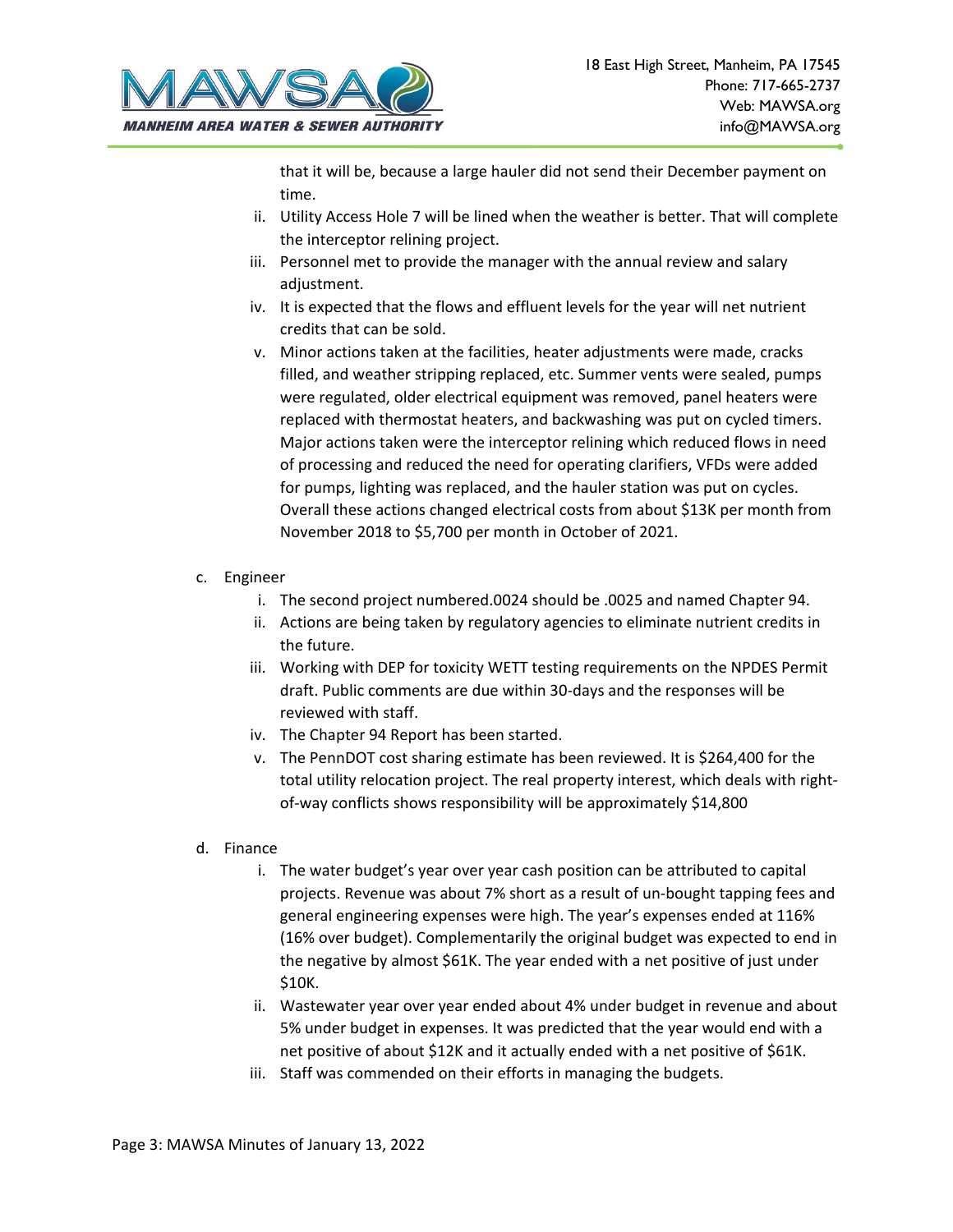that it will be, because a large hauler did not send their December payment on time.

ii. Utility Access Hole 7 will be lined when the weather is better. That will complete the interceptor relining project.

iii. Personnel met to provide the manager with the annual review and salary adjustment.

iv. It is expected that the flows and effluent levels for the year will net nutrient credits that can be sold.

v. Minor actions taken at the facilities, heater adjustments were made, cracks filled, and weather stripping replaced, etc. Summer vents were sealed, pumps were regulated, older electrical equipment was removed, panel heaters were replaced with thermostat heaters, and backwashing was put on cycled timers. Major actions taken were the interceptor relining which reduced flows in need of processing and reduced the need for operating clarifiers, VFDs were added for pumps, lighting was replaced, and the hauler station was put on cycles. Overall these actions changed electrical costs from about $13K per month from November 2018 to $5,700 per month in October of 2021.

c. Engineer

i. The second project numbered.0024 should be .0025 and named Chapter 94.

ii. Actions are being taken by regulatory agencies to eliminate nutrient credits in the future.

iii. Working with DEP for toxicity WETT testing requirements on the NPDES Permit draft. Public comments are due within 30-days and the responses will be reviewed with staff.

iv. The Chapter 94 Report has been started.

v. The PennDOT cost sharing estimate has been reviewed. It is $264,400 for the total utility relocation project. The real property interest, which deals with right-of-way conflicts shows responsibility will be approximately $14,800

d. Finance

i. The water budget's year over year cash position can be attributed to capital projects. Revenue was about 7% short as a result of un-bought tapping fees and general engineering expenses were high. The year's expenses ended at 116% (16% over budget). Complementarily the original budget was expected to end in the negative by almost $61K. The year ended with a net positive of just under $10K.

ii. Wastewater year over year ended about 4% under budget in revenue and about 5% under budget in expenses. It was predicted that the year would end with a net positive of about $12K and it actually ended with a net positive of $61K.

iii. Staff was commended on their efforts in managing the budgets.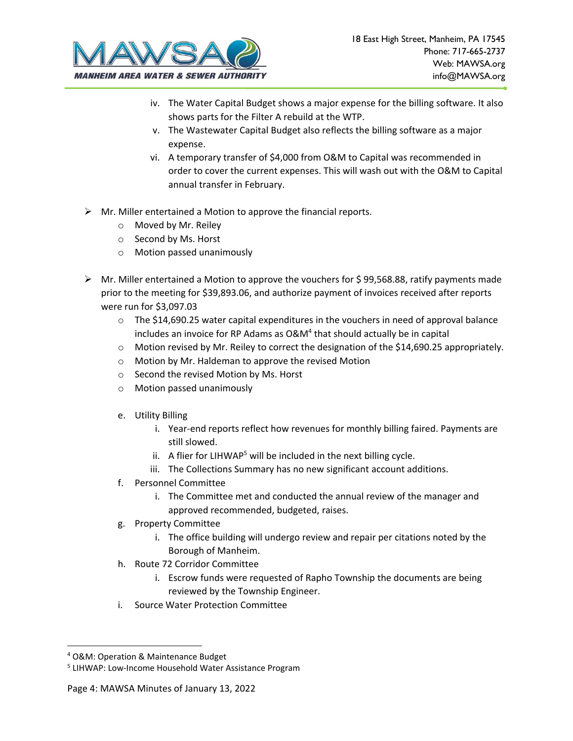iv. The Water Capital Budget shows a major expense for the billing software. It also shows parts for the Filter A rebuild at the WTP.

v. The Wastewater Capital Budget also reflects the billing software as a major expense.

vi. A temporary transfer of $4,000 from O&M to Capital was recommended in order to cover the current expenses. This will wash out with the O&M to Capital annual transfer in February.

- Mr. Miller entertained a Motion to approve the financial reports.
  - Moved by Mr. Reiley
  - Second by Ms. Horst
  - Motion passed unanimously

- Mr. Miller entertained a Motion to approve the vouchers for $ 99,568.88, ratify payments made prior to the meeting for $39,893.06, and authorize payment of invoices received after reports were run for $3,097.03
  - The $14,690.25 water capital expenditures in the vouchers in need of approval balance includes an invoice for RP Adams as O&M[4] that should actually be in capital
  - Motion revised by Mr. Reiley to correct the designation of the $14,690.25 appropriately.
  - Motion by Mr. Haldeman to approve the revised Motion
  - Second the revised Motion by Ms. Horst
  - Motion passed unanimously

e. Utility Billing

i. Year-end reports reflect how revenues for monthly billing faired. Payments are still slowed.

ii. A flier for LIHWAP[5] will be included in the next billing cycle.

iii. The Collections Summary has no new significant account additions.

f. Personnel Committee

i. The Committee met and conducted the annual review of the manager and approved recommended, budgeted, raises.

g. Property Committee

i. The office building will undergo review and repair per citations noted by the Borough of Manheim.

h. Route 72 Corridor Committee

i. Escrow funds were requested of Rapho Township the documents are being reviewed by the Township Engineer.

i. Source Water Protection Committee

---

[4] O&M: Operation & Maintenance Budget

[5] LIHWAP: Low-Income Household Water Assistance Program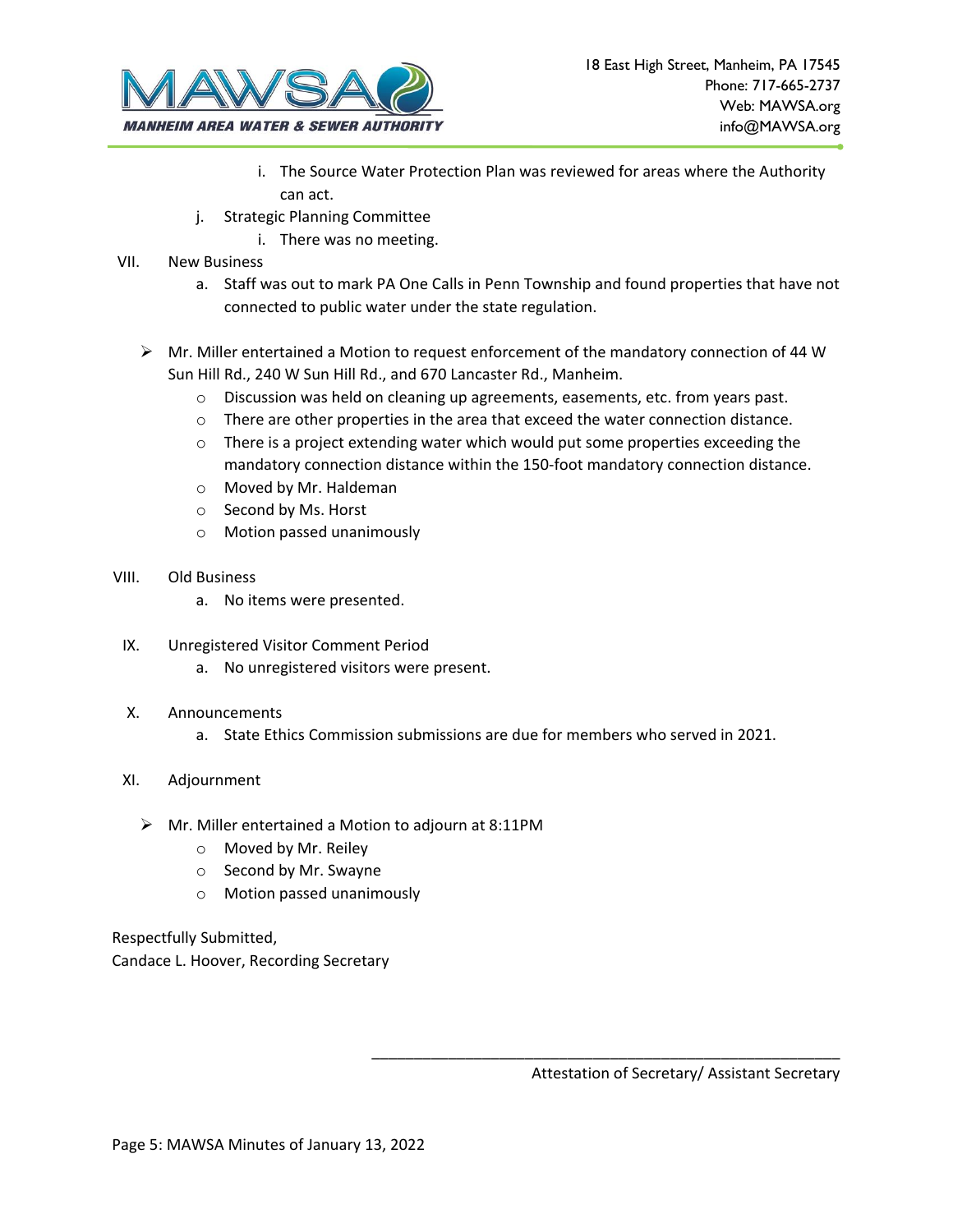i. The Source Water Protection Plan was reviewed for areas where the Authority can act.

   j. Strategic Planning Committee

         i. There was no meeting.

VII. New Business

   a. Staff was out to mark PA One Calls in Penn Township and found properties that have not connected to public water under the state regulation.

- Mr. Miller entertained a Motion to request enforcement of the mandatory connection of 44 W Sun Hill Rd., 240 W Sun Hill Rd., and 670 Lancaster Rd., Manheim.
  - Discussion was held on cleaning up agreements, easements, etc. from years past.
  - There are other properties in the area that exceed the water connection distance.
  - There is a project extending water which would put some properties exceeding the mandatory connection distance within the 150-foot mandatory connection distance.
  - Moved by Mr. Haldeman
  - Second by Ms. Horst
  - Motion passed unanimously

VIII. Old Business

   a. No items were presented.

IX. Unregistered Visitor Comment Period

   a. No unregistered visitors were present.

X. Announcements

   a. State Ethics Commission submissions are due for members who served in 2021.

XI. Adjournment

- Mr. Miller entertained a Motion to adjourn at 8:11PM
  - Moved by Mr. Reiley
  - Second by Mr. Swayne
  - Motion passed unanimously

Respectfully Submitted,
Candace L. Hoover, Recording Secretary

\_\_\_\_\_\_\_\_\_\_\_\_\_\_\_\_\_\_\_\_\_\_\_\_\_\_\_\_\_\_\_\_\_\_\_\_\_\_\_\_\_\_\_\_

Attestation of Secretary/ Assistant Secretary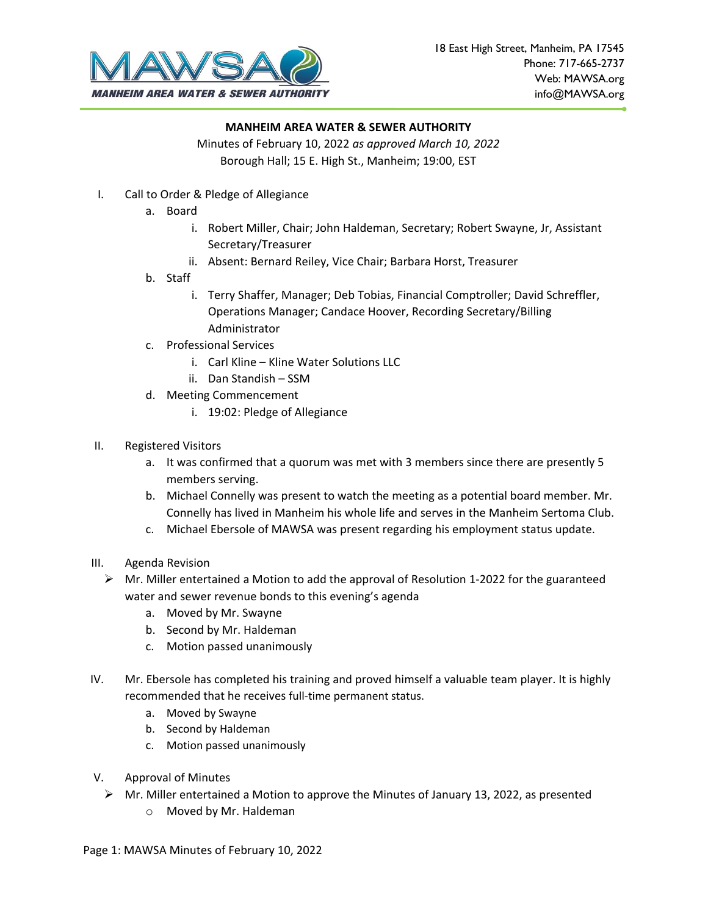18 East High Street, Manheim, PA 17545
Phone: 717-665-2737
Web: MAWSA.org
info@MAWSA.org

**MANHEIM AREA WATER & SEWER AUTHORITY**

Minutes of February 10, 2022 *as approved March 10, 2022*
Borough Hall; 15 E. High St., Manheim; 19:00, EST

I. Call to Order & Pledge of Allegiance
   a. Board
      i. Robert Miller, Chair; John Haldeman, Secretary; Robert Swayne, Jr, Assistant Secretary/Treasurer
      ii. Absent: Bernard Reiley, Vice Chair; Barbara Horst, Treasurer
   b. Staff
      i. Terry Shaffer, Manager; Deb Tobias, Financial Comptroller; David Schreffler, Operations Manager; Candace Hoover, Recording Secretary/Billing Administrator
   c. Professional Services
      i. Carl Kline – Kline Water Solutions LLC
      ii. Dan Standish – SSM
   d. Meeting Commencement
      i. 19:02: Pledge of Allegiance

II. Registered Visitors
   a. It was confirmed that a quorum was met with 3 members since there are presently 5 members serving.
   b. Michael Connelly was present to watch the meeting as a potential board member. Mr. Connelly has lived in Manheim his whole life and serves in the Manheim Sertoma Club.
   c. Michael Ebersole of MAWSA was present regarding his employment status update.

III. Agenda Revision
   - Mr. Miller entertained a Motion to add the approval of Resolution 1-2022 for the guaranteed water and sewer revenue bonds to this evening's agenda
      a. Moved by Mr. Swayne
      b. Second by Mr. Haldeman
      c. Motion passed unanimously

IV. Mr. Ebersole has completed his training and proved himself a valuable team player. It is highly recommended that he receives full-time permanent status.
   a. Moved by Swayne
   b. Second by Haldeman
   c. Motion passed unanimously

V. Approval of Minutes
   - Mr. Miller entertained a Motion to approve the Minutes of January 13, 2022, as presented
      - Moved by Mr. Haldeman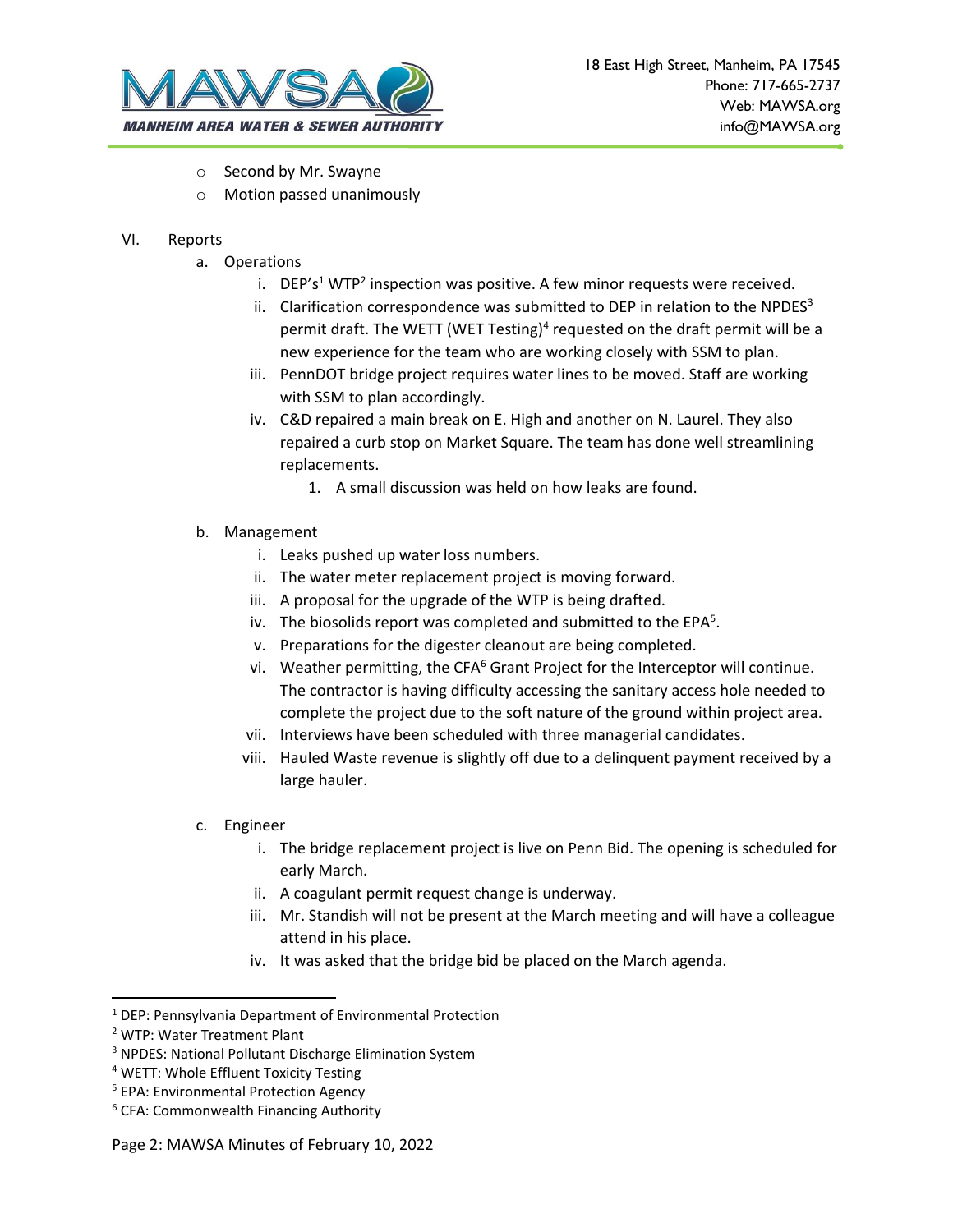- Second by Mr. Swayne
- Motion passed unanimously

VI. Reports

a. Operations

i. DEP's[1] WTP[2] inspection was positive. A few minor requests were received.

ii. Clarification correspondence was submitted to DEP in relation to the NPDES[3] permit draft. The WETT (WET Testing)[4] requested on the draft permit will be a new experience for the team who are working closely with SSM to plan.

iii. PennDOT bridge project requires water lines to be moved. Staff are working with SSM to plan accordingly.

iv. C&D repaired a main break on E. High and another on N. Laurel. They also repaired a curb stop on Market Square. The team has done well streamlining replacements.

1. A small discussion was held on how leaks are found.

b. Management

i. Leaks pushed up water loss numbers.

ii. The water meter replacement project is moving forward.

iii. A proposal for the upgrade of the WTP is being drafted.

iv. The biosolids report was completed and submitted to the EPA[5].

v. Preparations for the digester cleanout are being completed.

vi. Weather permitting, the CFA[6] Grant Project for the Interceptor will continue. The contractor is having difficulty accessing the sanitary access hole needed to complete the project due to the soft nature of the ground within project area.

vii. Interviews have been scheduled with three managerial candidates.

viii. Hauled Waste revenue is slightly off due to a delinquent payment received by a large hauler.

c. Engineer

i. The bridge replacement project is live on Penn Bid. The opening is scheduled for early March.

ii. A coagulant permit request change is underway.

iii. Mr. Standish will not be present at the March meeting and will have a colleague attend in his place.

iv. It was asked that the bridge bid be placed on the March agenda.

---

[1] DEP: Pennsylvania Department of Environmental Protection
[2] WTP: Water Treatment Plant
[3] NPDES: National Pollutant Discharge Elimination System
[4] WETT: Whole Effluent Toxicity Testing
[5] EPA: Environmental Protection Agency
[6] CFA: Commonwealth Financing Authority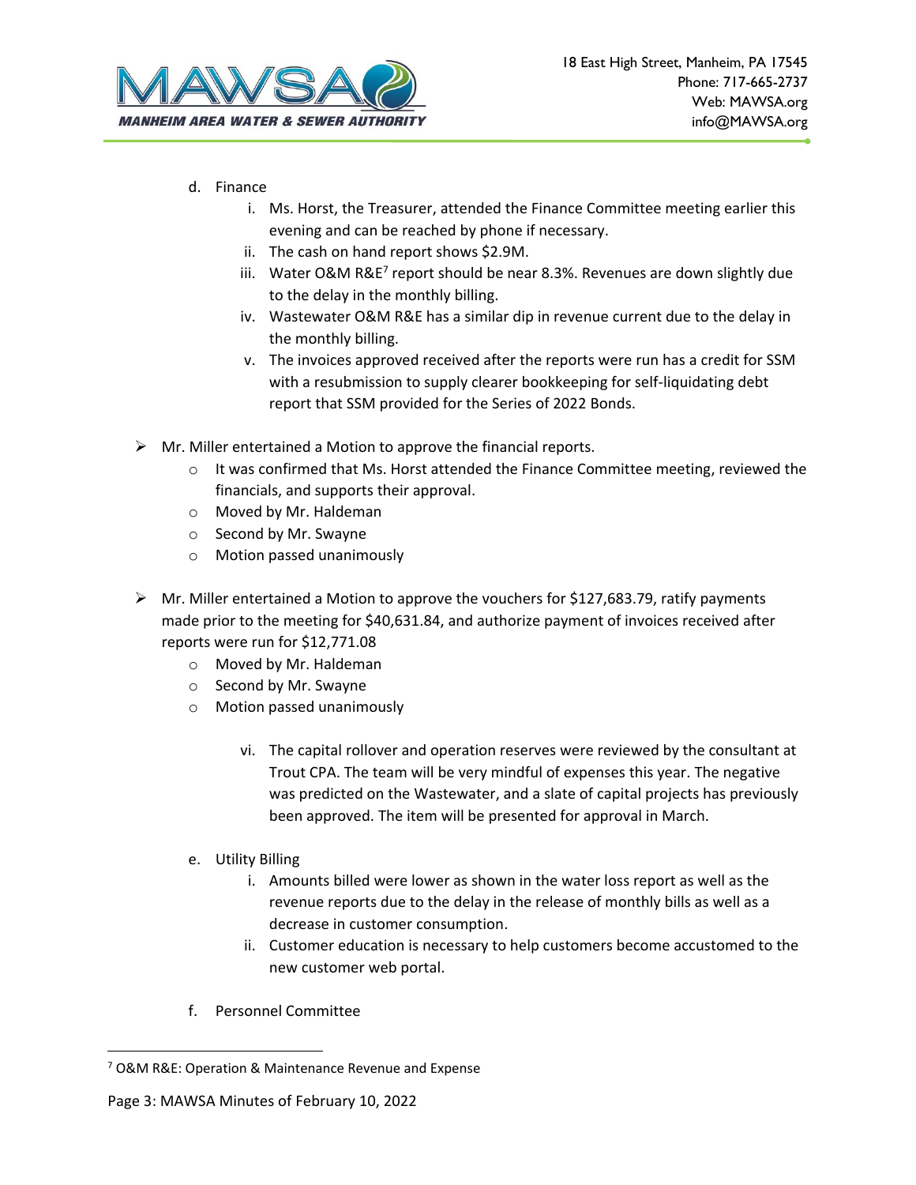d. Finance

   i. Ms. Horst, the Treasurer, attended the Finance Committee meeting earlier this evening and can be reached by phone if necessary.

   ii. The cash on hand report shows $2.9M.

   iii. Water O&M R&E[7] report should be near 8.3%. Revenues are down slightly due to the delay in the monthly billing.

   iv. Wastewater O&M R&E has a similar dip in revenue current due to the delay in the monthly billing.

   v. The invoices approved received after the reports were run has a credit for SSM with a resubmission to supply clearer bookkeeping for self-liquidating debt report that SSM provided for the Series of 2022 Bonds.

- Mr. Miller entertained a Motion to approve the financial reports.
  - It was confirmed that Ms. Horst attended the Finance Committee meeting, reviewed the financials, and supports their approval.
  - Moved by Mr. Haldeman
  - Second by Mr. Swayne
  - Motion passed unanimously

- Mr. Miller entertained a Motion to approve the vouchers for $127,683.79, ratify payments made prior to the meeting for $40,631.84, and authorize payment of invoices received after reports were run for $12,771.08
  - Moved by Mr. Haldeman
  - Second by Mr. Swayne
  - Motion passed unanimously

   vi. The capital rollover and operation reserves were reviewed by the consultant at Trout CPA. The team will be very mindful of expenses this year. The negative was predicted on the Wastewater, and a slate of capital projects has previously been approved. The item will be presented for approval in March.

e. Utility Billing

   i. Amounts billed were lower as shown in the water loss report as well as the revenue reports due to the delay in the release of monthly bills as well as a decrease in customer consumption.

   ii. Customer education is necessary to help customers become accustomed to the new customer web portal.

f. Personnel Committee

[7] O&M R&E: Operation & Maintenance Revenue and Expense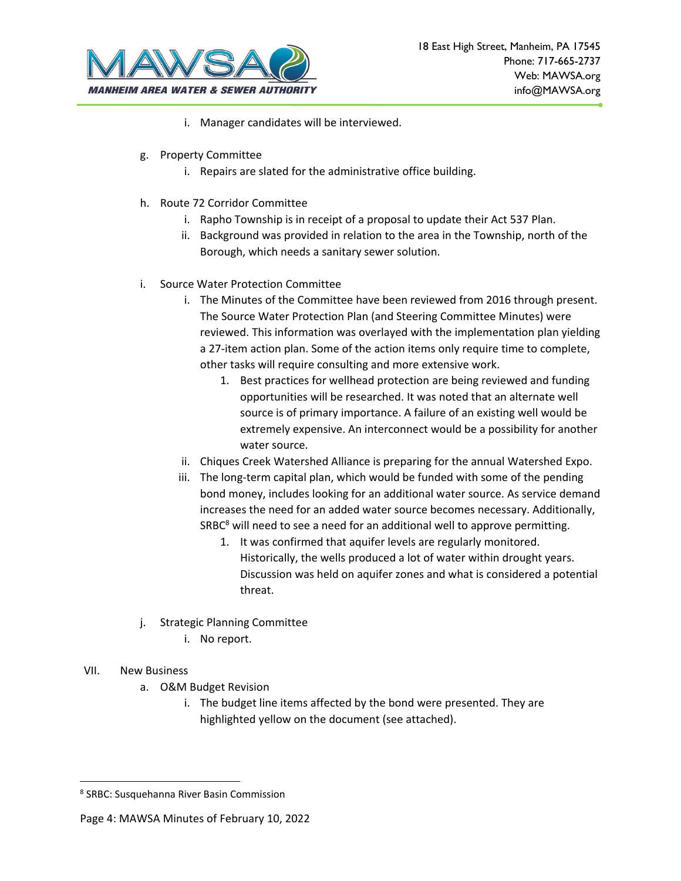i. Manager candidates will be interviewed.

g. Property Committee

   i. Repairs are slated for the administrative office building.

h. Route 72 Corridor Committee

   i. Rapho Township is in receipt of a proposal to update their Act 537 Plan.

   ii. Background was provided in relation to the area in the Township, north of the Borough, which needs a sanitary sewer solution.

i. Source Water Protection Committee

   i. The Minutes of the Committee have been reviewed from 2016 through present. The Source Water Protection Plan (and Steering Committee Minutes) were reviewed. This information was overlayed with the implementation plan yielding a 27-item action plan. Some of the action items only require time to complete, other tasks will require consulting and more extensive work.

      1. Best practices for wellhead protection are being reviewed and funding opportunities will be researched. It was noted that an alternate well source is of primary importance. A failure of an existing well would be extremely expensive. An interconnect would be a possibility for another water source.

   ii. Chiques Creek Watershed Alliance is preparing for the annual Watershed Expo.

   iii. The long-term capital plan, which would be funded with some of the pending bond money, includes looking for an additional water source. As service demand increases the need for an added water source becomes necessary. Additionally, SRBC[8] will need to see a need for an additional well to approve permitting.

      1. It was confirmed that aquifer levels are regularly monitored. Historically, the wells produced a lot of water within drought years. Discussion was held on aquifer zones and what is considered a potential threat.

j. Strategic Planning Committee

   i. No report.

VII. New Business

a. O&M Budget Revision

   i. The budget line items affected by the bond were presented. They are highlighted yellow on the document (see attached).

---

[8] SRBC: Susquehanna River Basin Commission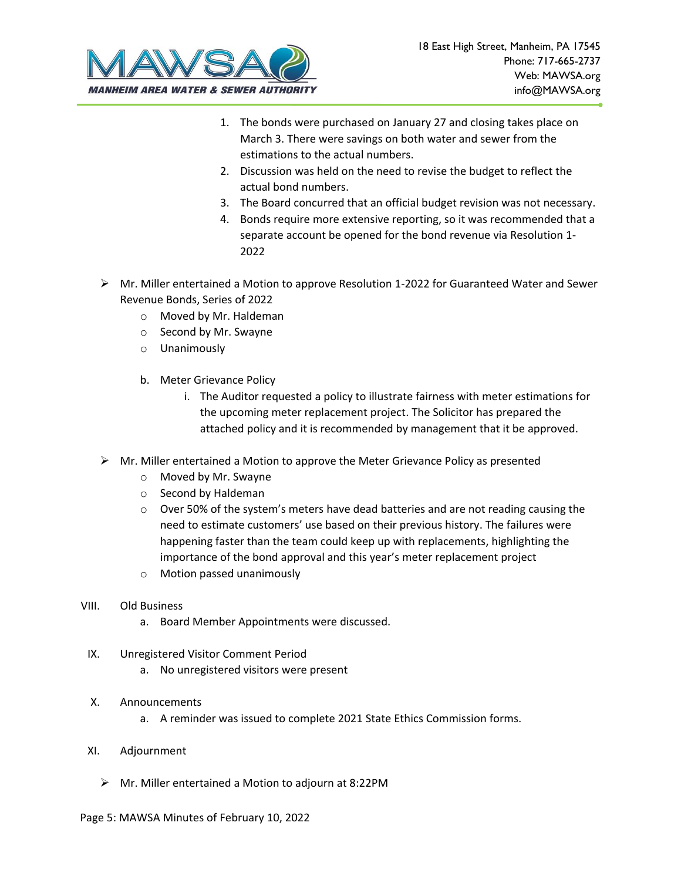1. The bonds were purchased on January 27 and closing takes place on March 3. There were savings on both water and sewer from the estimations to the actual numbers.
2. Discussion was held on the need to revise the budget to reflect the actual bond numbers.
3. The Board concurred that an official budget revision was not necessary.
4. Bonds require more extensive reporting, so it was recommended that a separate account be opened for the bond revenue via Resolution 1-2022

- Mr. Miller entertained a Motion to approve Resolution 1-2022 for Guaranteed Water and Sewer Revenue Bonds, Series of 2022
  - Moved by Mr. Haldeman
  - Second by Mr. Swayne
  - Unanimously

b. Meter Grievance Policy

i. The Auditor requested a policy to illustrate fairness with meter estimations for the upcoming meter replacement project. The Solicitor has prepared the attached policy and it is recommended by management that it be approved.

- Mr. Miller entertained a Motion to approve the Meter Grievance Policy as presented
  - Moved by Mr. Swayne
  - Second by Haldeman
  - Over 50% of the system's meters have dead batteries and are not reading causing the need to estimate customers' use based on their previous history. The failures were happening faster than the team could keep up with replacements, highlighting the importance of the bond approval and this year's meter replacement project
  - Motion passed unanimously

VIII. Old Business

a. Board Member Appointments were discussed.

IX. Unregistered Visitor Comment Period

a. No unregistered visitors were present

X. Announcements

a. A reminder was issued to complete 2021 State Ethics Commission forms.

XI. Adjournment

- Mr. Miller entertained a Motion to adjourn at 8:22PM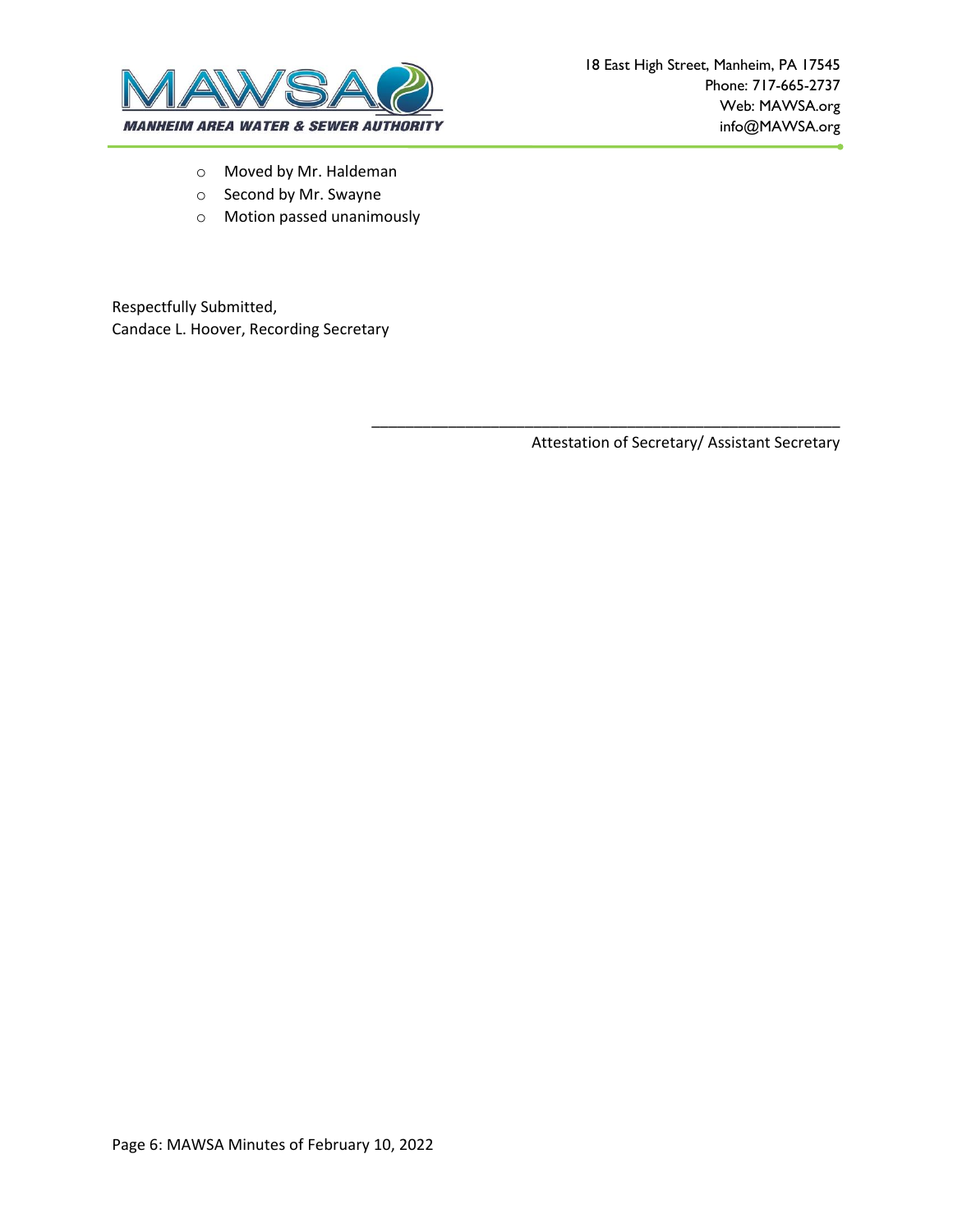- Moved by Mr. Haldeman
- Second by Mr. Swayne
- Motion passed unanimously

Respectfully Submitted,
Candace L. Hoover, Recording Secretary

_______________________________________________
Attestation of Secretary/ Assistant Secretary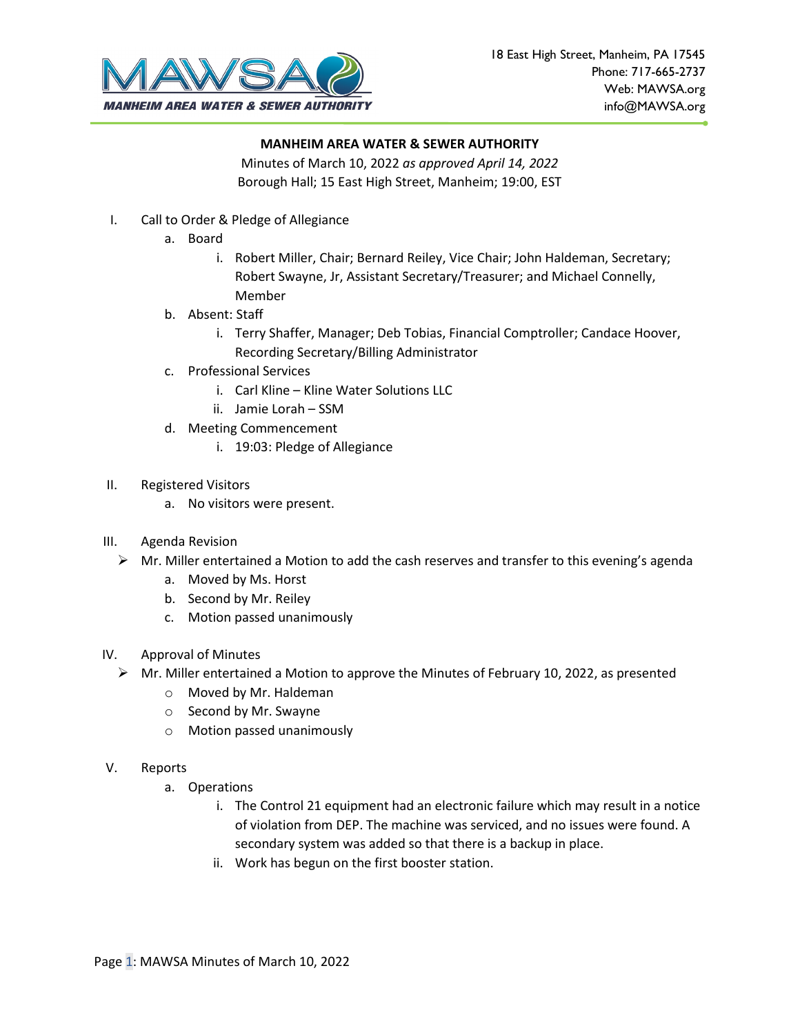18 East High Street, Manheim, PA 17545
Phone: 717-665-2737
Web: MAWSA.org
info@MAWSA.org

**MANHEIM AREA WATER & SEWER AUTHORITY**

Minutes of March 10, 2022 *as approved April 14, 2022*
Borough Hall; 15 East High Street, Manheim; 19:00, EST

I. Call to Order & Pledge of Allegiance
   a. Board
      i. Robert Miller, Chair; Bernard Reiley, Vice Chair; John Haldeman, Secretary; Robert Swayne, Jr, Assistant Secretary/Treasurer; and Michael Connelly, Member
   b. Absent: Staff
      i. Terry Shaffer, Manager; Deb Tobias, Financial Comptroller; Candace Hoover, Recording Secretary/Billing Administrator
   c. Professional Services
      i. Carl Kline – Kline Water Solutions LLC
      ii. Jamie Lorah – SSM
   d. Meeting Commencement
      i. 19:03: Pledge of Allegiance

II. Registered Visitors
   a. No visitors were present.

III. Agenda Revision
   - Mr. Miller entertained a Motion to add the cash reserves and transfer to this evening's agenda
      a. Moved by Ms. Horst
      b. Second by Mr. Reiley
      c. Motion passed unanimously

IV. Approval of Minutes
   - Mr. Miller entertained a Motion to approve the Minutes of February 10, 2022, as presented
      - Moved by Mr. Haldeman
      - Second by Mr. Swayne
      - Motion passed unanimously

V. Reports
   a. Operations
      i. The Control 21 equipment had an electronic failure which may result in a notice of violation from DEP. The machine was serviced, and no issues were found. A secondary system was added so that there is a backup in place.
      ii. Work has begun on the first booster station.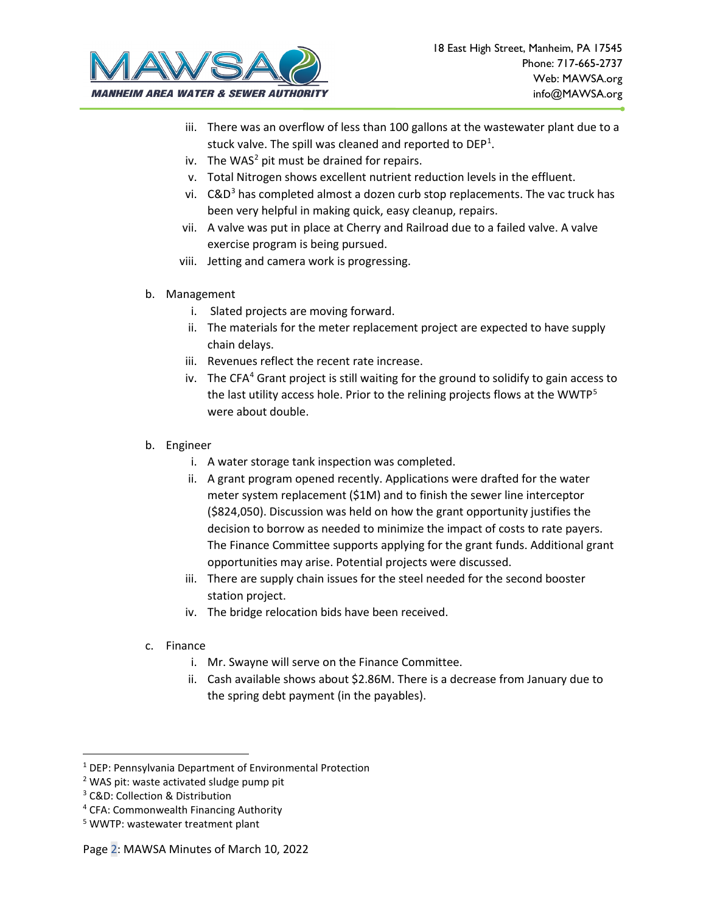iii. There was an overflow of less than 100 gallons at the wastewater plant due to a stuck valve. The spill was cleaned and reported to DEP[1].
iv. The WAS[2] pit must be drained for repairs.
v. Total Nitrogen shows excellent nutrient reduction levels in the effluent.
vi. C&D[3] has completed almost a dozen curb stop replacements. The vac truck has been very helpful in making quick, easy cleanup, repairs.
vii. A valve was put in place at Cherry and Railroad due to a failed valve. A valve exercise program is being pursued.
viii. Jetting and camera work is progressing.

b. Management
    i. Slated projects are moving forward.
    ii. The materials for the meter replacement project are expected to have supply chain delays.
    iii. Revenues reflect the recent rate increase.
    iv. The CFA[4] Grant project is still waiting for the ground to solidify to gain access to the last utility access hole. Prior to the relining projects flows at the WWTP[5] were about double.

b. Engineer
    i. A water storage tank inspection was completed.
    ii. A grant program opened recently. Applications were drafted for the water meter system replacement ($1M) and to finish the sewer line interceptor ($824,050). Discussion was held on how the grant opportunity justifies the decision to borrow as needed to minimize the impact of costs to rate payers. The Finance Committee supports applying for the grant funds. Additional grant opportunities may arise. Potential projects were discussed.
    iii. There are supply chain issues for the steel needed for the second booster station project.
    iv. The bridge relocation bids have been received.

c. Finance
    i. Mr. Swayne will serve on the Finance Committee.
    ii. Cash available shows about $2.86M. There is a decrease from January due to the spring debt payment (in the payables).

---

[1] DEP: Pennsylvania Department of Environmental Protection
[2] WAS pit: waste activated sludge pump pit
[3] C&D: Collection & Distribution
[4] CFA: Commonwealth Financing Authority
[5] WWTP: wastewater treatment plant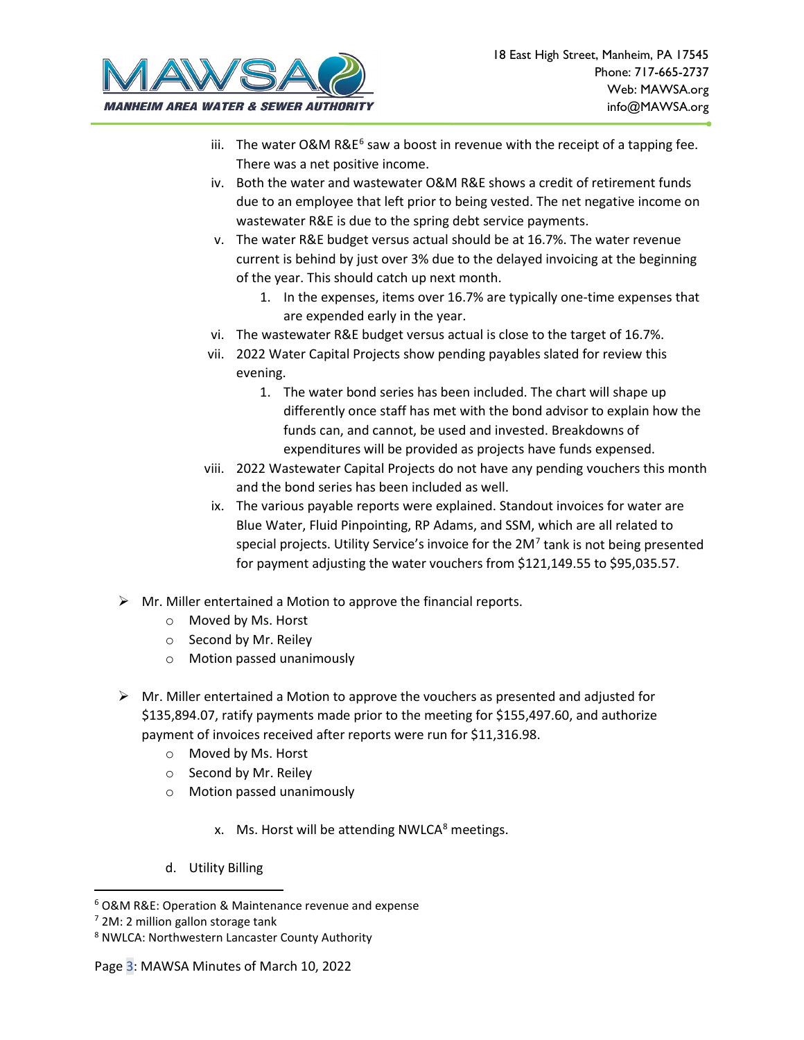iii. The water O&M R&E[6] saw a boost in revenue with the receipt of a tapping fee. There was a net positive income.

iv. Both the water and wastewater O&M R&E shows a credit of retirement funds due to an employee that left prior to being vested. The net negative income on wastewater R&E is due to the spring debt service payments.

v. The water R&E budget versus actual should be at 16.7%. The water revenue current is behind by just over 3% due to the delayed invoicing at the beginning of the year. This should catch up next month.

   1. In the expenses, items over 16.7% are typically one-time expenses that are expended early in the year.

vi. The wastewater R&E budget versus actual is close to the target of 16.7%.

vii. 2022 Water Capital Projects show pending payables slated for review this evening.

   1. The water bond series has been included. The chart will shape up differently once staff has met with the bond advisor to explain how the funds can, and cannot, be used and invested. Breakdowns of expenditures will be provided as projects have funds expensed.

viii. 2022 Wastewater Capital Projects do not have any pending vouchers this month and the bond series has been included as well.

ix. The various payable reports were explained. Standout invoices for water are Blue Water, Fluid Pinpointing, RP Adams, and SSM, which are all related to special projects. Utility Service's invoice for the 2M[7] tank is not being presented for payment adjusting the water vouchers from $121,149.55 to $95,035.57.

- Mr. Miller entertained a Motion to approve the financial reports.
  - Moved by Ms. Horst
  - Second by Mr. Reiley
  - Motion passed unanimously

- Mr. Miller entertained a Motion to approve the vouchers as presented and adjusted for $135,894.07, ratify payments made prior to the meeting for $155,497.60, and authorize payment of invoices received after reports were run for $11,316.98.
  - Moved by Ms. Horst
  - Second by Mr. Reiley
  - Motion passed unanimously

x. Ms. Horst will be attending NWLCA[8] meetings.

d. Utility Billing

---

[6] O&M R&E: Operation & Maintenance revenue and expense

[7] 2M: 2 million gallon storage tank

[8] NWLCA: Northwestern Lancaster County Authority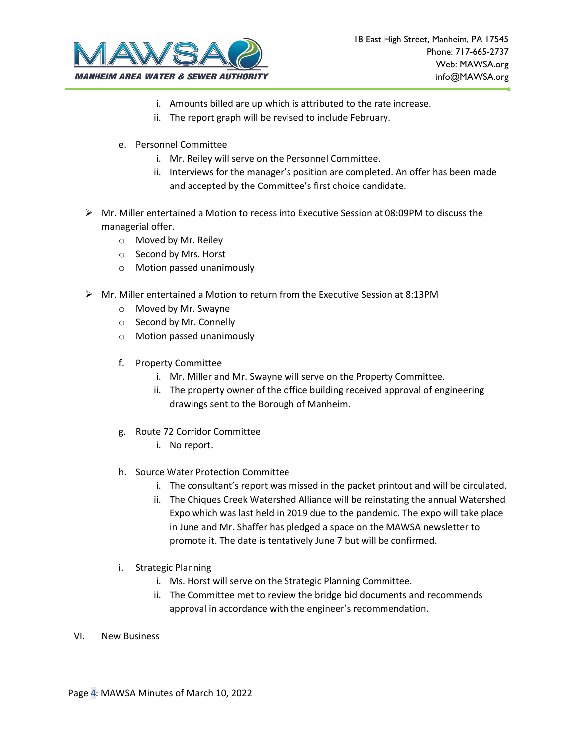i. Amounts billed are up which is attributed to the rate increase.
ii. The report graph will be revised to include February.

e. Personnel Committee
   i. Mr. Reiley will serve on the Personnel Committee.
   ii. Interviews for the manager's position are completed. An offer has been made and accepted by the Committee's first choice candidate.

- Mr. Miller entertained a Motion to recess into Executive Session at 08:09PM to discuss the managerial offer.
  - Moved by Mr. Reiley
  - Second by Mrs. Horst
  - Motion passed unanimously

- Mr. Miller entertained a Motion to return from the Executive Session at 8:13PM
  - Moved by Mr. Swayne
  - Second by Mr. Connelly
  - Motion passed unanimously

f. Property Committee
   i. Mr. Miller and Mr. Swayne will serve on the Property Committee.
   ii. The property owner of the office building received approval of engineering drawings sent to the Borough of Manheim.

g. Route 72 Corridor Committee
   i. No report.

h. Source Water Protection Committee
   i. The consultant's report was missed in the packet printout and will be circulated.
   ii. The Chiques Creek Watershed Alliance will be reinstating the annual Watershed Expo which was last held in 2019 due to the pandemic. The expo will take place in June and Mr. Shaffer has pledged a space on the MAWSA newsletter to promote it. The date is tentatively June 7 but will be confirmed.

i. Strategic Planning
   i. Ms. Horst will serve on the Strategic Planning Committee.
   ii. The Committee met to review the bridge bid documents and recommends approval in accordance with the engineer's recommendation.

VI. New Business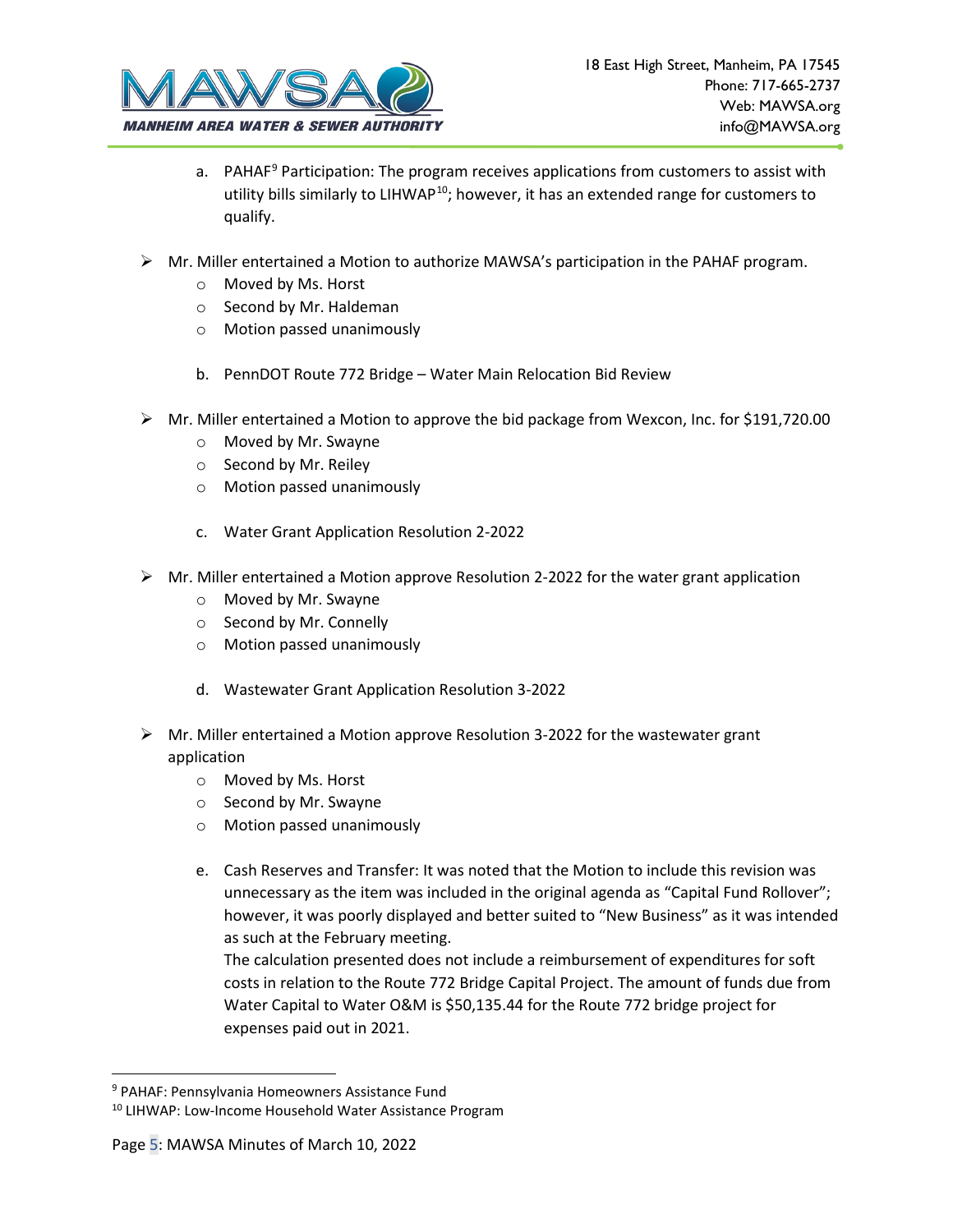a. PAHAF[9] Participation: The program receives applications from customers to assist with utility bills similarly to LIHWAP[10]; however, it has an extended range for customers to qualify.

- Mr. Miller entertained a Motion to authorize MAWSA's participation in the PAHAF program.
  - Moved by Ms. Horst
  - Second by Mr. Haldeman
  - Motion passed unanimously

b. PennDOT Route 772 Bridge – Water Main Relocation Bid Review

- Mr. Miller entertained a Motion to approve the bid package from Wexcon, Inc. for $191,720.00
  - Moved by Mr. Swayne
  - Second by Mr. Reiley
  - Motion passed unanimously

c. Water Grant Application Resolution 2-2022

- Mr. Miller entertained a Motion approve Resolution 2-2022 for the water grant application
  - Moved by Mr. Swayne
  - Second by Mr. Connelly
  - Motion passed unanimously

d. Wastewater Grant Application Resolution 3-2022

- Mr. Miller entertained a Motion approve Resolution 3-2022 for the wastewater grant application
  - Moved by Ms. Horst
  - Second by Mr. Swayne
  - Motion passed unanimously

e. Cash Reserves and Transfer: It was noted that the Motion to include this revision was unnecessary as the item was included in the original agenda as "Capital Fund Rollover"; however, it was poorly displayed and better suited to "New Business" as it was intended as such at the February meeting.
The calculation presented does not include a reimbursement of expenditures for soft costs in relation to the Route 772 Bridge Capital Project. The amount of funds due from Water Capital to Water O&M is $50,135.44 for the Route 772 bridge project for expenses paid out in 2021.

---

[9] PAHAF: Pennsylvania Homeowners Assistance Fund

[10] LIHWAP: Low-Income Household Water Assistance Program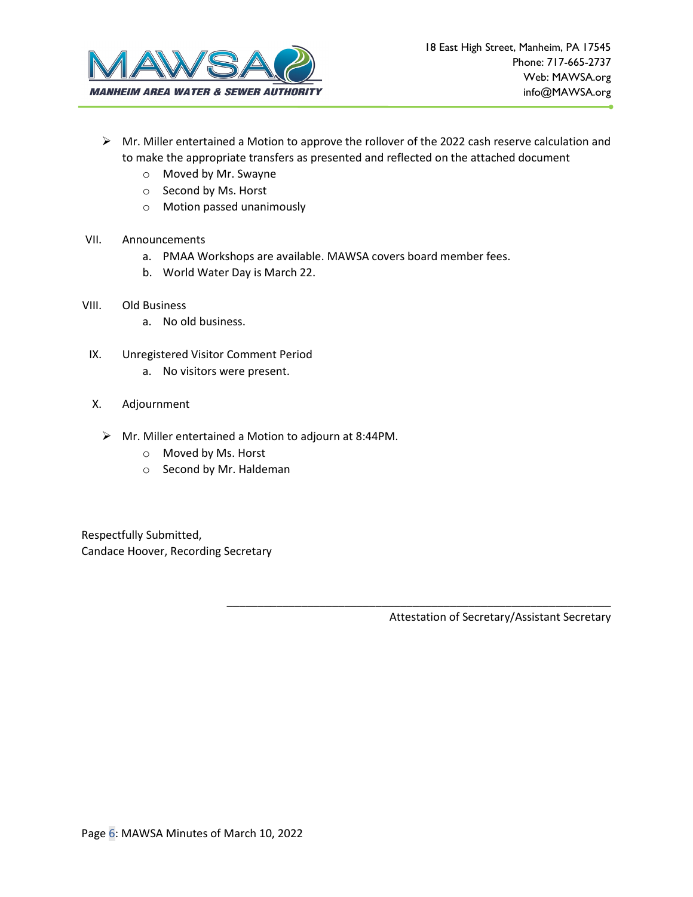- Mr. Miller entertained a Motion to approve the rollover of the 2022 cash reserve calculation and to make the appropriate transfers as presented and reflected on the attached document
  - Moved by Mr. Swayne
  - Second by Ms. Horst
  - Motion passed unanimously

VII. Announcements

  a. PMAA Workshops are available. MAWSA covers board member fees.
  b. World Water Day is March 22.

VIII. Old Business

  a. No old business.

IX. Unregistered Visitor Comment Period

  a. No visitors were present.

X. Adjournment

- Mr. Miller entertained a Motion to adjourn at 8:44PM.
  - Moved by Ms. Horst
  - Second by Mr. Haldeman

Respectfully Submitted,
Candace Hoover, Recording Secretary

\_\_\_\_\_\_\_\_\_\_\_\_\_\_\_\_\_\_\_\_\_\_\_\_\_\_\_\_\_\_\_\_\_\_\_\_\_\_\_\_\_\_\_\_\_\_\_\_\_\_\_\_\_\_\_\_\_\_\_\_

Attestation of Secretary/Assistant Secretary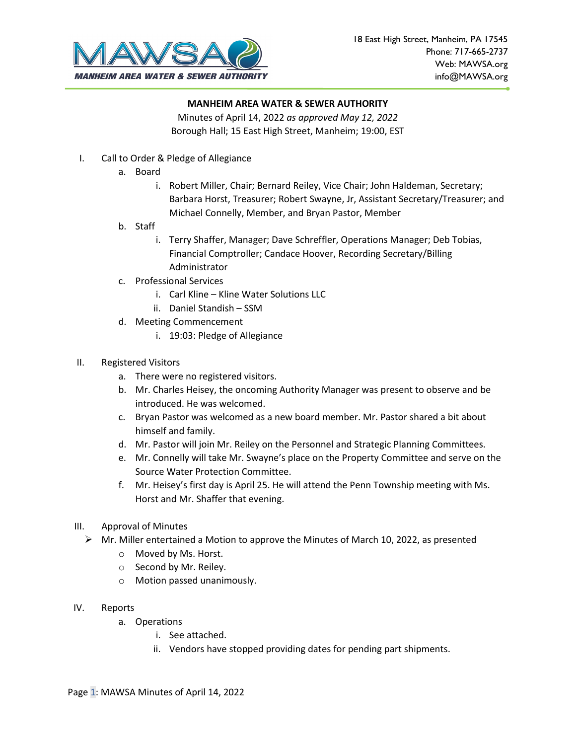MANHEIM AREA WATER & SEWER AUTHORITY

18 East High Street, Manheim, PA 17545
Phone: 717-665-2737
Web: MAWSA.org
info@MAWSA.org

**MANHEIM AREA WATER & SEWER AUTHORITY**

Minutes of April 14, 2022 *as approved May 12, 2022*
Borough Hall; 15 East High Street, Manheim; 19:00, EST

I. Call to Order & Pledge of Allegiance
   a. Board
      i. Robert Miller, Chair; Bernard Reiley, Vice Chair; John Haldeman, Secretary; Barbara Horst, Treasurer; Robert Swayne, Jr, Assistant Secretary/Treasurer; and Michael Connelly, Member, and Bryan Pastor, Member
   b. Staff
      i. Terry Shaffer, Manager; Dave Schreffler, Operations Manager; Deb Tobias, Financial Comptroller; Candace Hoover, Recording Secretary/Billing Administrator
   c. Professional Services
      i. Carl Kline – Kline Water Solutions LLC
      ii. Daniel Standish – SSM
   d. Meeting Commencement
      i. 19:03: Pledge of Allegiance

II. Registered Visitors
   a. There were no registered visitors.
   b. Mr. Charles Heisey, the oncoming Authority Manager was present to observe and be introduced. He was welcomed.
   c. Bryan Pastor was welcomed as a new board member. Mr. Pastor shared a bit about himself and family.
   d. Mr. Pastor will join Mr. Reiley on the Personnel and Strategic Planning Committees.
   e. Mr. Connelly will take Mr. Swayne's place on the Property Committee and serve on the Source Water Protection Committee.
   f. Mr. Heisey's first day is April 25. He will attend the Penn Township meeting with Ms. Horst and Mr. Shaffer that evening.

III. Approval of Minutes
   - Mr. Miller entertained a Motion to approve the Minutes of March 10, 2022, as presented
      - Moved by Ms. Horst.
      - Second by Mr. Reiley.
      - Motion passed unanimously.

IV. Reports
   a. Operations
      i. See attached.
      ii. Vendors have stopped providing dates for pending part shipments.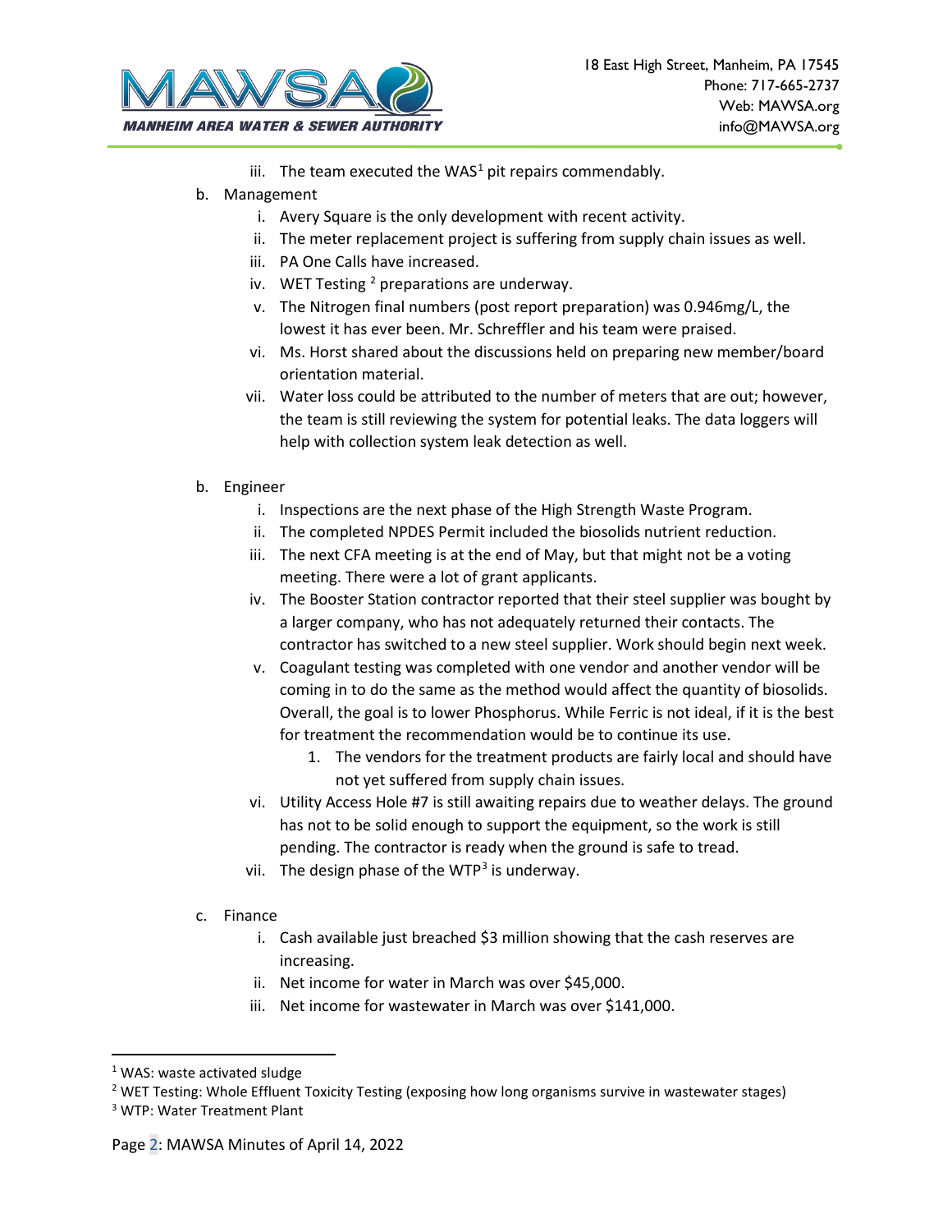iii. The team executed the WAS[1] pit repairs commendably.

b. Management
   i. Avery Square is the only development with recent activity.
   ii. The meter replacement project is suffering from supply chain issues as well.
   iii. PA One Calls have increased.
   iv. WET Testing [2] preparations are underway.
   v. The Nitrogen final numbers (post report preparation) was 0.946mg/L, the lowest it has ever been. Mr. Schreffler and his team were praised.
   vi. Ms. Horst shared about the discussions held on preparing new member/board orientation material.
   vii. Water loss could be attributed to the number of meters that are out; however, the team is still reviewing the system for potential leaks. The data loggers will help with collection system leak detection as well.

b. Engineer
   i. Inspections are the next phase of the High Strength Waste Program.
   ii. The completed NPDES Permit included the biosolids nutrient reduction.
   iii. The next CFA meeting is at the end of May, but that might not be a voting meeting. There were a lot of grant applicants.
   iv. The Booster Station contractor reported that their steel supplier was bought by a larger company, who has not adequately returned their contacts. The contractor has switched to a new steel supplier. Work should begin next week.
   v. Coagulant testing was completed with one vendor and another vendor will be coming in to do the same as the method would affect the quantity of biosolids. Overall, the goal is to lower Phosphorus. While Ferric is not ideal, if it is the best for treatment the recommendation would be to continue its use.
      1. The vendors for the treatment products are fairly local and should have not yet suffered from supply chain issues.
   vi. Utility Access Hole #7 is still awaiting repairs due to weather delays. The ground has not to be solid enough to support the equipment, so the work is still pending. The contractor is ready when the ground is safe to tread.
   vii. The design phase of the WTP[3] is underway.

c. Finance
   i. Cash available just breached $3 million showing that the cash reserves are increasing.
   ii. Net income for water in March was over $45,000.
   iii. Net income for wastewater in March was over $141,000.

---

[1] WAS: waste activated sludge

[2] WET Testing: Whole Effluent Toxicity Testing (exposing how long organisms survive in wastewater stages)

[3] WTP: Water Treatment Plant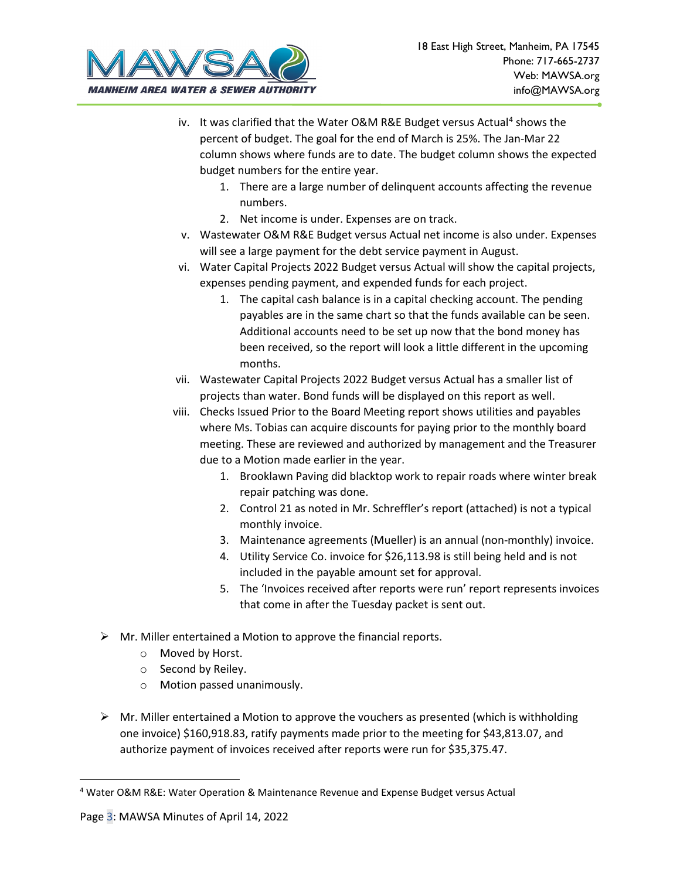iv. It was clarified that the Water O&M R&E Budget versus Actual[4] shows the percent of budget. The goal for the end of March is 25%. The Jan-Mar 22 column shows where funds are to date. The budget column shows the expected budget numbers for the entire year.
   1. There are a large number of delinquent accounts affecting the revenue numbers.
   2. Net income is under. Expenses are on track.

v. Wastewater O&M R&E Budget versus Actual net income is also under. Expenses will see a large payment for the debt service payment in August.

vi. Water Capital Projects 2022 Budget versus Actual will show the capital projects, expenses pending payment, and expended funds for each project.
   1. The capital cash balance is in a capital checking account. The pending payables are in the same chart so that the funds available can be seen. Additional accounts need to be set up now that the bond money has been received, so the report will look a little different in the upcoming months.

vii. Wastewater Capital Projects 2022 Budget versus Actual has a smaller list of projects than water. Bond funds will be displayed on this report as well.

viii. Checks Issued Prior to the Board Meeting report shows utilities and payables where Ms. Tobias can acquire discounts for paying prior to the monthly board meeting. These are reviewed and authorized by management and the Treasurer due to a Motion made earlier in the year.
   1. Brooklawn Paving did blacktop work to repair roads where winter break repair patching was done.
   2. Control 21 as noted in Mr. Schreffler's report (attached) is not a typical monthly invoice.
   3. Maintenance agreements (Mueller) is an annual (non-monthly) invoice.
   4. Utility Service Co. invoice for $26,113.98 is still being held and is not included in the payable amount set for approval.
   5. The 'Invoices received after reports were run' report represents invoices that come in after the Tuesday packet is sent out.

- Mr. Miller entertained a Motion to approve the financial reports.
  - Moved by Horst.
  - Second by Reiley.
  - Motion passed unanimously.

- Mr. Miller entertained a Motion to approve the vouchers as presented (which is withholding one invoice) $160,918.83, ratify payments made prior to the meeting for $43,813.07, and authorize payment of invoices received after reports were run for $35,375.47.

[4] Water O&M R&E: Water Operation & Maintenance Revenue and Expense Budget versus Actual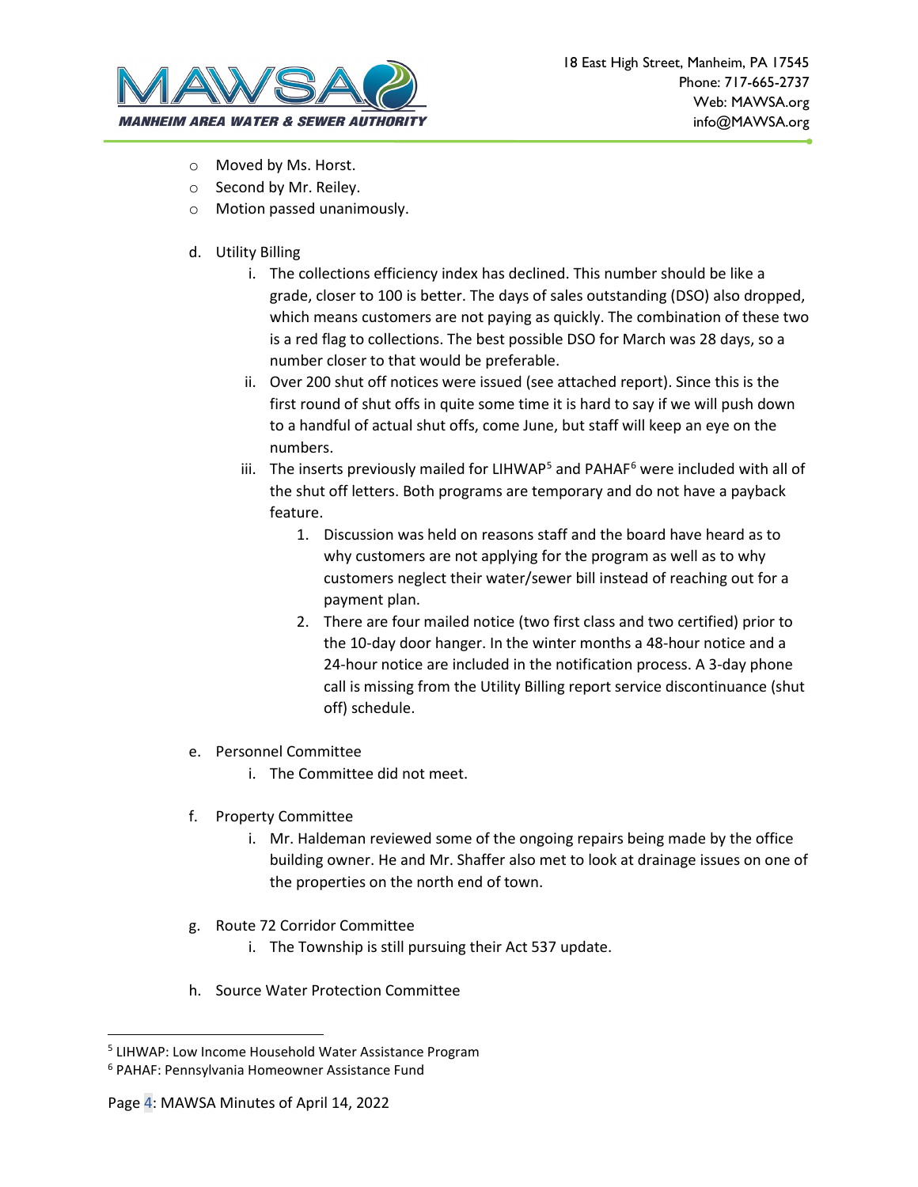- Moved by Ms. Horst.
- Second by Mr. Reiley.
- Motion passed unanimously.

d. Utility Billing

   i. The collections efficiency index has declined. This number should be like a grade, closer to 100 is better. The days of sales outstanding (DSO) also dropped, which means customers are not paying as quickly. The combination of these two is a red flag to collections. The best possible DSO for March was 28 days, so a number closer to that would be preferable.

   ii. Over 200 shut off notices were issued (see attached report). Since this is the first round of shut offs in quite some time it is hard to say if we will push down to a handful of actual shut offs, come June, but staff will keep an eye on the numbers.

   iii. The inserts previously mailed for LIHWAP[5] and PAHAF[6] were included with all of the shut off letters. Both programs are temporary and do not have a payback feature.

      1. Discussion was held on reasons staff and the board have heard as to why customers are not applying for the program as well as to why customers neglect their water/sewer bill instead of reaching out for a payment plan.

      2. There are four mailed notice (two first class and two certified) prior to the 10-day door hanger. In the winter months a 48-hour notice and a 24-hour notice are included in the notification process. A 3-day phone call is missing from the Utility Billing report service discontinuance (shut off) schedule.

e. Personnel Committee

   i. The Committee did not meet.

f. Property Committee

   i. Mr. Haldeman reviewed some of the ongoing repairs being made by the office building owner. He and Mr. Shaffer also met to look at drainage issues on one of the properties on the north end of town.

g. Route 72 Corridor Committee

   i. The Township is still pursuing their Act 537 update.

h. Source Water Protection Committee

---

[5] LIHWAP: Low Income Household Water Assistance Program

[6] PAHAF: Pennsylvania Homeowner Assistance Fund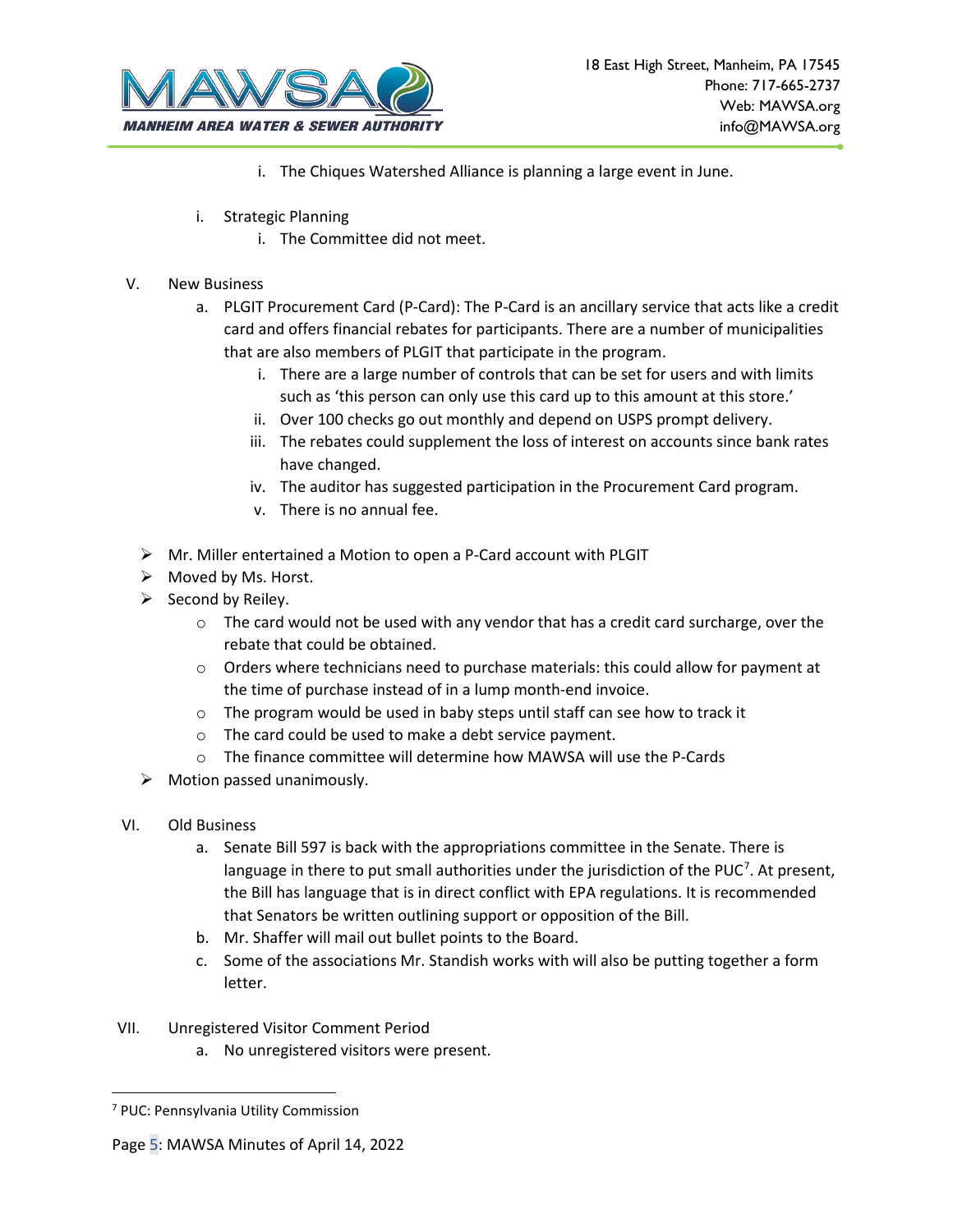i. The Chiques Watershed Alliance is planning a large event in June.

i. Strategic Planning
   i. The Committee did not meet.

V. New Business

a. PLGIT Procurement Card (P-Card): The P-Card is an ancillary service that acts like a credit card and offers financial rebates for participants. There are a number of municipalities that are also members of PLGIT that participate in the program.
   i. There are a large number of controls that can be set for users and with limits such as 'this person can only use this card up to this amount at this store.'
   ii. Over 100 checks go out monthly and depend on USPS prompt delivery.
   iii. The rebates could supplement the loss of interest on accounts since bank rates have changed.
   iv. The auditor has suggested participation in the Procurement Card program.
   v. There is no annual fee.

- Mr. Miller entertained a Motion to open a P-Card account with PLGIT
- Moved by Ms. Horst.
- Second by Reiley.
  - The card would not be used with any vendor that has a credit card surcharge, over the rebate that could be obtained.
  - Orders where technicians need to purchase materials: this could allow for payment at the time of purchase instead of in a lump month-end invoice.
  - The program would be used in baby steps until staff can see how to track it
  - The card could be used to make a debt service payment.
  - The finance committee will determine how MAWSA will use the P-Cards
- Motion passed unanimously.

VI. Old Business

a. Senate Bill 597 is back with the appropriations committee in the Senate. There is language in there to put small authorities under the jurisdiction of the PUC[7]. At present, the Bill has language that is in direct conflict with EPA regulations. It is recommended that Senators be written outlining support or opposition of the Bill.

b. Mr. Shaffer will mail out bullet points to the Board.

c. Some of the associations Mr. Standish works with will also be putting together a form letter.

VII. Unregistered Visitor Comment Period

a. No unregistered visitors were present.

---

[7] PUC: Pennsylvania Utility Commission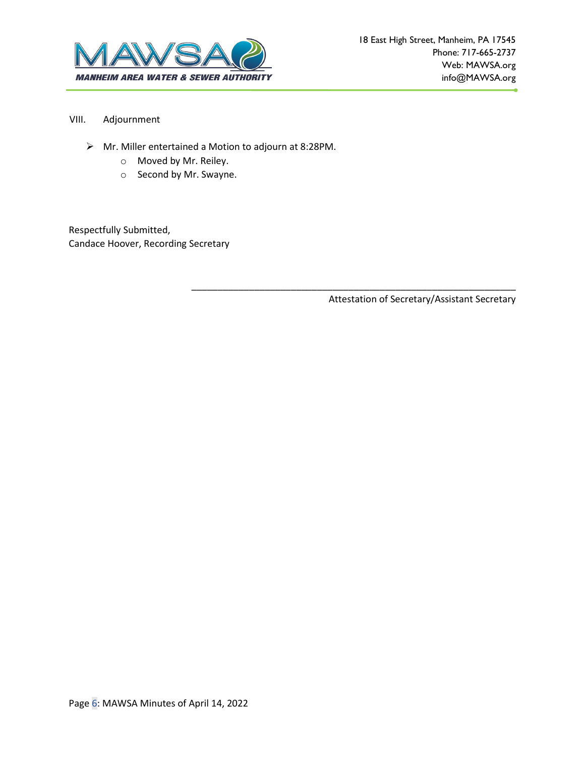VIII. Adjournment

- Mr. Miller entertained a Motion to adjourn at 8:28PM.
  - Moved by Mr. Reiley.
  - Second by Mr. Swayne.

Respectfully Submitted,
Candace Hoover, Recording Secretary

\_\_\_\_\_\_\_\_\_\_\_\_\_\_\_\_\_\_\_\_\_\_\_\_\_\_\_\_\_\_\_\_\_\_\_\_\_\_\_\_\_\_\_\_\_\_\_\_\_\_\_\_\_\_\_\_\_\_

Attestation of Secretary/Assistant Secretary